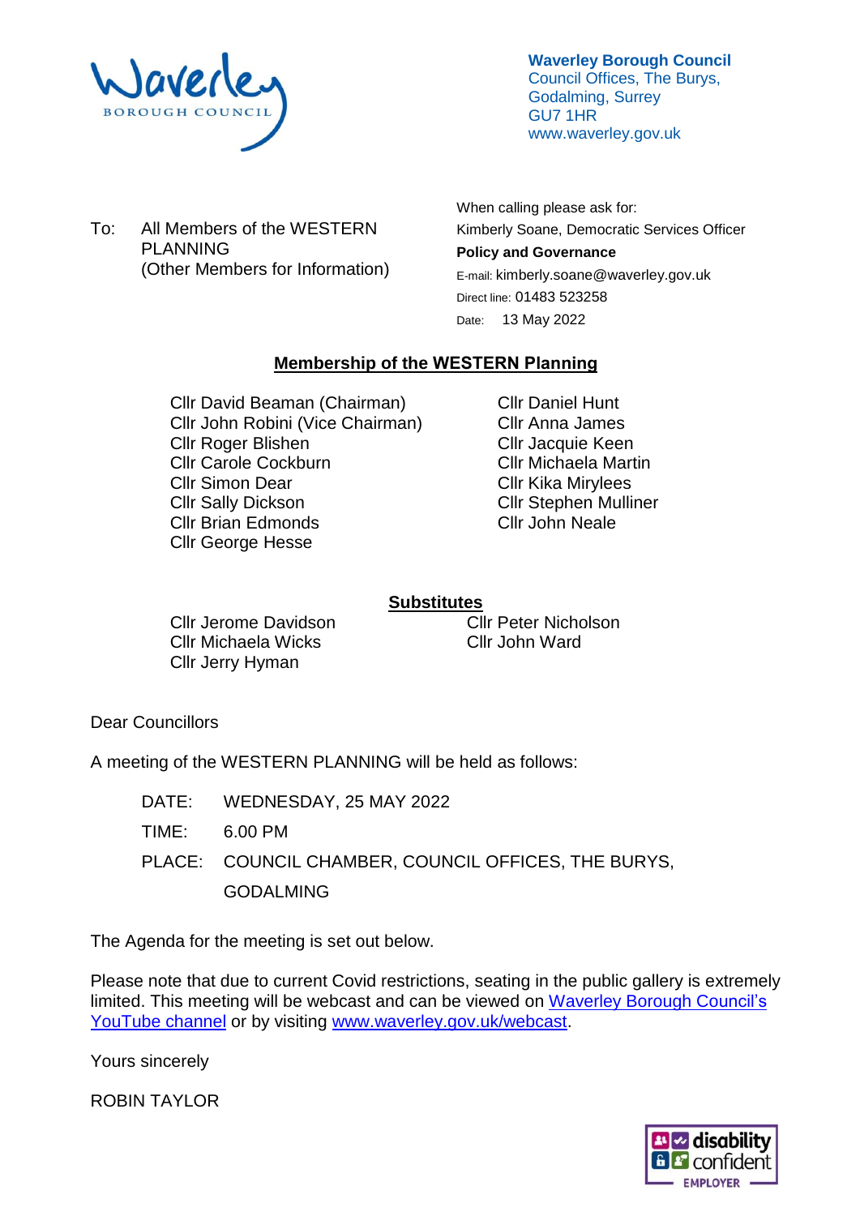**Waverley Borough Council**
Council Offices, The Burys,
Godalming, Surrey
GU7 1HR
www.waverley.gov.uk

To: All Members of the WESTERN PLANNING
(Other Members for Information)

When calling please ask for:
Kimberly Soane, Democratic Services Officer
**Policy and Governance**
E-mail: kimberly.soane@waverley.gov.uk
Direct line: 01483 523258
Date: 13 May 2022

## Membership of the WESTERN Planning

Cllr David Beaman (Chairman)
Cllr John Robini (Vice Chairman)
Cllr Roger Blishen
Cllr Carole Cockburn
Cllr Simon Dear
Cllr Sally Dickson
Cllr Brian Edmonds
Cllr George Hesse
Cllr Daniel Hunt
Cllr Anna James
Cllr Jacquie Keen
Cllr Michaela Martin
Cllr Kika Mirylees
Cllr Stephen Mulliner
Cllr John Neale

### Substitutes

Cllr Jerome Davidson
Cllr Michaela Wicks
Cllr Jerry Hyman
Cllr Peter Nicholson
Cllr John Ward

Dear Councillors

A meeting of the WESTERN PLANNING will be held as follows:

DATE: WEDNESDAY, 25 MAY 2022

TIME: 6.00 PM

PLACE: COUNCIL CHAMBER, COUNCIL OFFICES, THE BURYS, GODALMING

The Agenda for the meeting is set out below.

Please note that due to current Covid restrictions, seating in the public gallery is extremely limited. This meeting will be webcast and can be viewed on Waverley Borough Council's YouTube channel or by visiting www.waverley.gov.uk/webcast.

Yours sincerely

ROBIN TAYLOR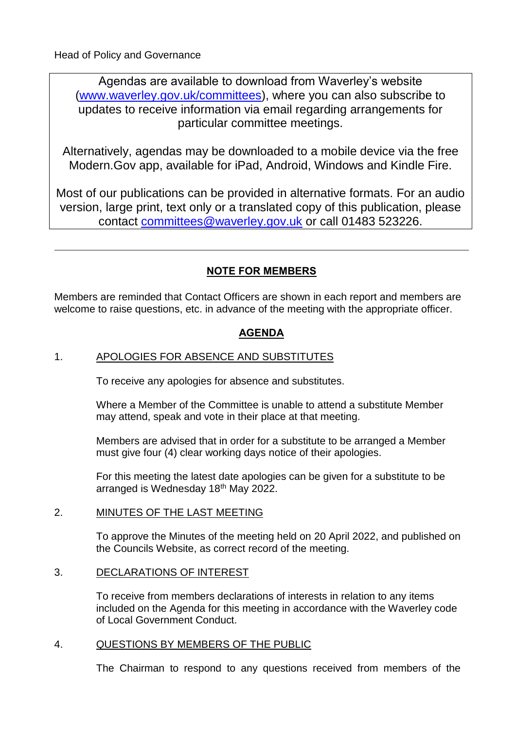Head of Policy and Governance

Agendas are available to download from Waverley's website (www.waverley.gov.uk/committees), where you can also subscribe to updates to receive information via email regarding arrangements for particular committee meetings.

Alternatively, agendas may be downloaded to a mobile device via the free Modern.Gov app, available for iPad, Android, Windows and Kindle Fire.

Most of our publications can be provided in alternative formats. For an audio version, large print, text only or a translated copy of this publication, please contact committees@waverley.gov.uk or call 01483 523226.

---

## NOTE FOR MEMBERS

Members are reminded that Contact Officers are shown in each report and members are welcome to raise questions, etc. in advance of the meeting with the appropriate officer.

## AGENDA

1. APOLOGIES FOR ABSENCE AND SUBSTITUTES

   To receive any apologies for absence and substitutes.

   Where a Member of the Committee is unable to attend a substitute Member may attend, speak and vote in their place at that meeting.

   Members are advised that in order for a substitute to be arranged a Member must give four (4) clear working days notice of their apologies.

   For this meeting the latest date apologies can be given for a substitute to be arranged is Wednesday 18th May 2022.

2. MINUTES OF THE LAST MEETING

   To approve the Minutes of the meeting held on 20 April 2022, and published on the Councils Website, as correct record of the meeting.

3. DECLARATIONS OF INTEREST

   To receive from members declarations of interests in relation to any items included on the Agenda for this meeting in accordance with the Waverley code of Local Government Conduct.

4. QUESTIONS BY MEMBERS OF THE PUBLIC

   The Chairman to respond to any questions received from members of the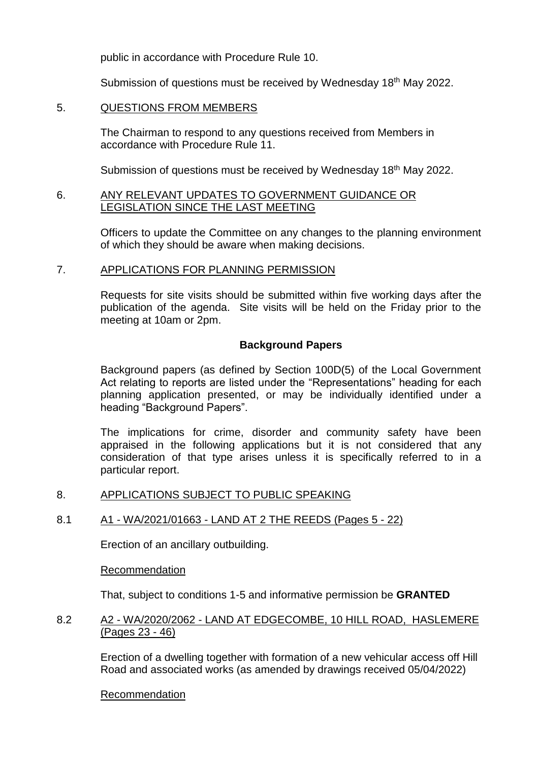public in accordance with Procedure Rule 10.

Submission of questions must be received by Wednesday 18th May 2022.

5. QUESTIONS FROM MEMBERS

The Chairman to respond to any questions received from Members in accordance with Procedure Rule 11.

Submission of questions must be received by Wednesday 18th May 2022.

6. ANY RELEVANT UPDATES TO GOVERNMENT GUIDANCE OR LEGISLATION SINCE THE LAST MEETING

Officers to update the Committee on any changes to the planning environment of which they should be aware when making decisions.

7. APPLICATIONS FOR PLANNING PERMISSION

Requests for site visits should be submitted within five working days after the publication of the agenda. Site visits will be held on the Friday prior to the meeting at 10am or 2pm.

**Background Papers**

Background papers (as defined by Section 100D(5) of the Local Government Act relating to reports are listed under the "Representations" heading for each planning application presented, or may be individually identified under a heading "Background Papers".

The implications for crime, disorder and community safety have been appraised in the following applications but it is not considered that any consideration of that type arises unless it is specifically referred to in a particular report.

8. APPLICATIONS SUBJECT TO PUBLIC SPEAKING

8.1 A1 - WA/2021/01663 - LAND AT 2 THE REEDS (Pages 5 - 22)

Erection of an ancillary outbuilding.

Recommendation

That, subject to conditions 1-5 and informative permission be **GRANTED**

8.2 A2 - WA/2020/2062 - LAND AT EDGECOMBE, 10 HILL ROAD, HASLEMERE (Pages 23 - 46)

Erection of a dwelling together with formation of a new vehicular access off Hill Road and associated works (as amended by drawings received 05/04/2022)

Recommendation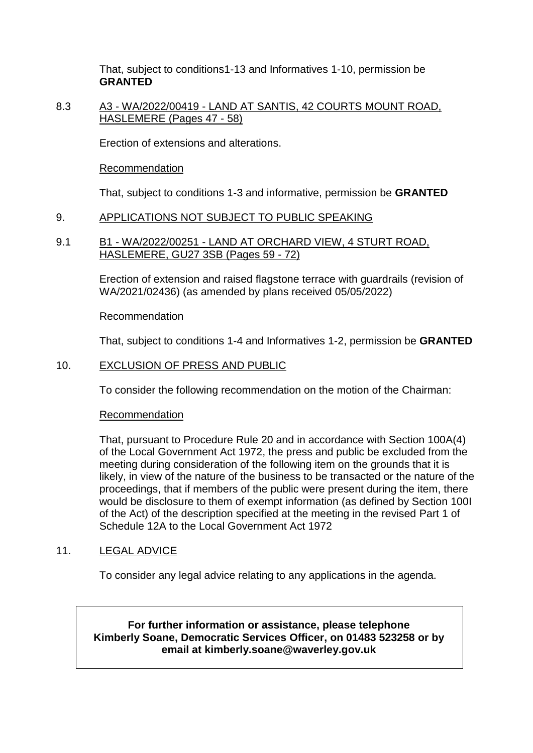That, subject to conditions1-13 and Informatives 1-10, permission be **GRANTED**

8.3 A3 - WA/2022/00419 - LAND AT SANTIS, 42 COURTS MOUNT ROAD, HASLEMERE (Pages 47 - 58)

Erection of extensions and alterations.

Recommendation

That, subject to conditions 1-3 and informative, permission be **GRANTED**

## 9. APPLICATIONS NOT SUBJECT TO PUBLIC SPEAKING

9.1 B1 - WA/2022/00251 - LAND AT ORCHARD VIEW, 4 STURT ROAD, HASLEMERE, GU27 3SB (Pages 59 - 72)

Erection of extension and raised flagstone terrace with guardrails (revision of WA/2021/02436) (as amended by plans received 05/05/2022)

Recommendation

That, subject to conditions 1-4 and Informatives 1-2, permission be **GRANTED**

## 10. EXCLUSION OF PRESS AND PUBLIC

To consider the following recommendation on the motion of the Chairman:

Recommendation

That, pursuant to Procedure Rule 20 and in accordance with Section 100A(4) of the Local Government Act 1972, the press and public be excluded from the meeting during consideration of the following item on the grounds that it is likely, in view of the nature of the business to be transacted or the nature of the proceedings, that if members of the public were present during the item, there would be disclosure to them of exempt information (as defined by Section 100I of the Act) of the description specified at the meeting in the revised Part 1 of Schedule 12A to the Local Government Act 1972

## 11. LEGAL ADVICE

To consider any legal advice relating to any applications in the agenda.

**For further information or assistance, please telephone Kimberly Soane, Democratic Services Officer, on 01483 523258 or by email at kimberly.soane@waverley.gov.uk**